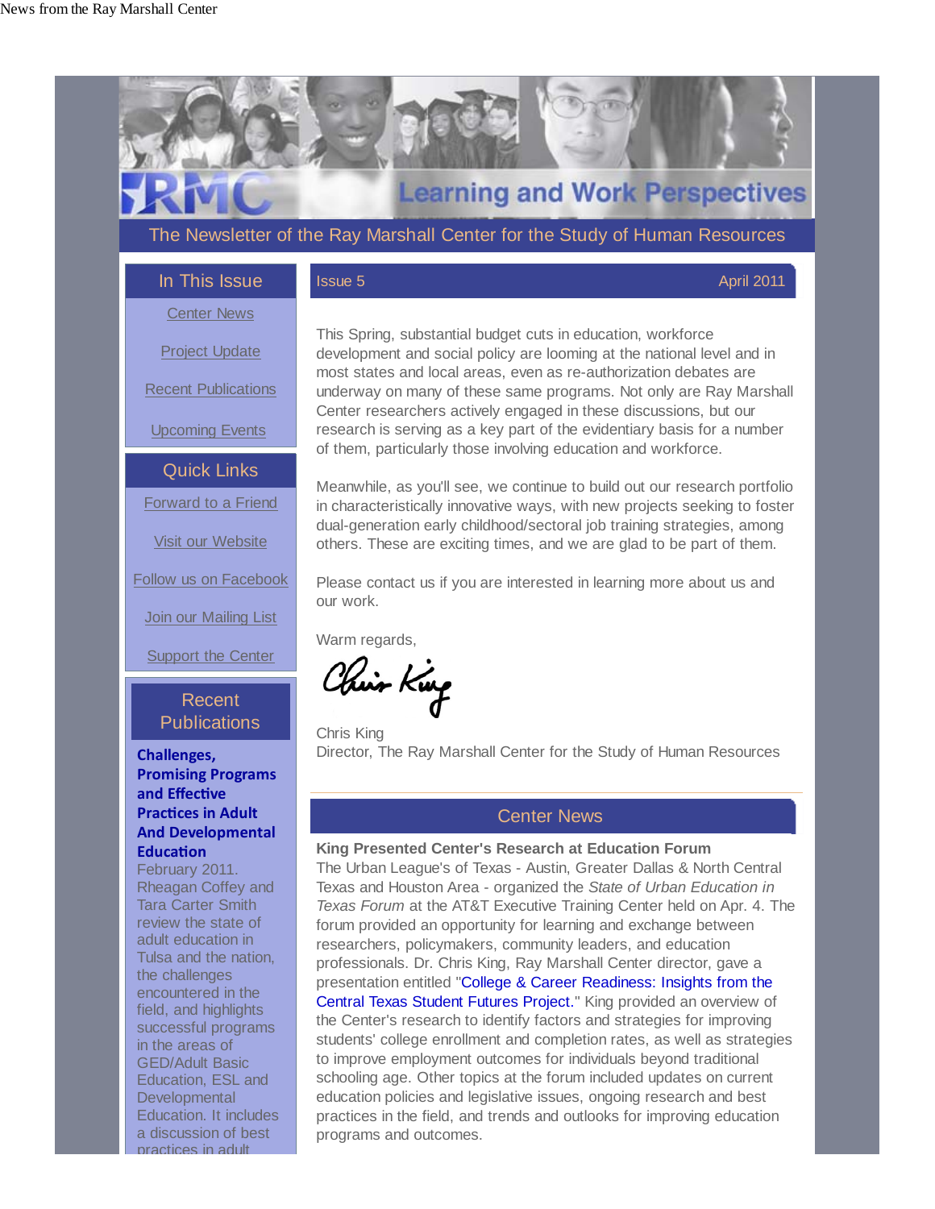# Learning and Work Perspectives

The Newsletter of the Ray Marshall Center for the Study of Human Resources

## In This Issue

Center News

Project Update

Recent Publications

Upcoming Events

## Quick Links

Forward to a Friend

Visit our Website

Follow us on Facebook

Join our Mailing List

Support the Center

## Recent Publications

**Challenges, Promising Programs and Effective Practices in Adult And Developmental Education**
February 2011. Rheagan Coffey and Tara Carter Smith review the state of adult education in Tulsa and the nation, the challenges encountered in the field, and highlights successful programs in the areas of GED/Adult Basic Education, ESL and Developmental Education. It includes a discussion of best practices in adult

Issue 5 | April 2011

This Spring, substantial budget cuts in education, workforce development and social policy are looming at the national level and in most states and local areas, even as re-authorization debates are underway on many of these same programs. Not only are Ray Marshall Center researchers actively engaged in these discussions, but our research is serving as a key part of the evidentiary basis for a number of them, particularly those involving education and workforce.

Meanwhile, as you'll see, we continue to build out our research portfolio in characteristically innovative ways, with new projects seeking to foster dual-generation early childhood/sectoral job training strategies, among others. These are exciting times, and we are glad to be part of them.

Please contact us if you are interested in learning more about us and our work.

Warm regards,

Chris King
Director, The Ray Marshall Center for the Study of Human Resources

## Center News

**King Presented Center's Research at Education Forum**
The Urban League's of Texas - Austin, Greater Dallas & North Central Texas and Houston Area - organized the *State of Urban Education in Texas Forum* at the AT&T Executive Training Center held on Apr. 4. The forum provided an opportunity for learning and exchange between researchers, policymakers, community leaders, and education professionals. Dr. Chris King, Ray Marshall Center director, gave a presentation entitled "College & Career Readiness: Insights from the Central Texas Student Futures Project." King provided an overview of the Center's research to identify factors and strategies for improving students' college enrollment and completion rates, as well as strategies to improve employment outcomes for individuals beyond traditional schooling age. Other topics at the forum included updates on current education policies and legislative issues, ongoing research and best practices in the field, and trends and outlooks for improving education programs and outcomes.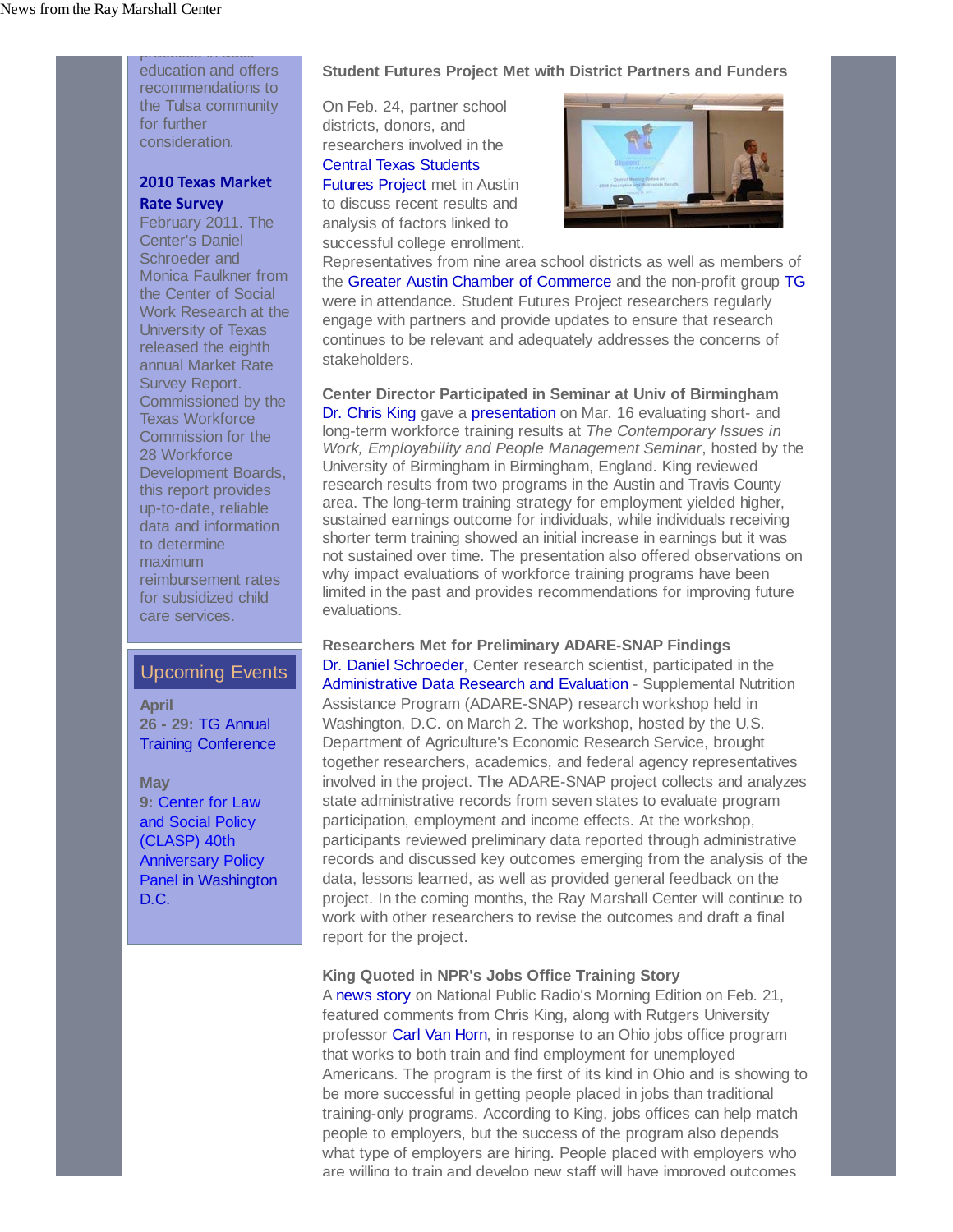education and offers recommendations to the Tulsa community for further consideration.

**2010 Texas Market Rate Survey**
February 2011. The Center's Daniel Schroeder and Monica Faulkner from the Center of Social Work Research at the University of Texas released the eighth annual Market Rate Survey Report. Commissioned by the Texas Workforce Commission for the 28 Workforce Development Boards, this report provides up-to-date, reliable data and information to determine maximum reimbursement rates for subsidized child care services.

## Upcoming Events

**April**
**26 - 29:** TG Annual Training Conference

**May**
**9:** Center for Law and Social Policy (CLASP) 40th Anniversary Policy Panel in Washington D.C.

### Student Futures Project Met with District Partners and Funders

On Feb. 24, partner school districts, donors, and researchers involved in the Central Texas Students Futures Project met in Austin to discuss recent results and analysis of factors linked to successful college enrollment. Representatives from nine area school districts as well as members of the Greater Austin Chamber of Commerce and the non-profit group TG were in attendance. Student Futures Project researchers regularly engage with partners and provide updates to ensure that research continues to be relevant and adequately addresses the concerns of stakeholders.

### Center Director Participated in Seminar at Univ of Birmingham

Dr. Chris King gave a presentation on Mar. 16 evaluating short- and long-term workforce training results at *The Contemporary Issues in Work, Employability and People Management Seminar*, hosted by the University of Birmingham in Birmingham, England. King reviewed research results from two programs in the Austin and Travis County area. The long-term training strategy for employment yielded higher, sustained earnings outcome for individuals, while individuals receiving shorter term training showed an initial increase in earnings but it was not sustained over time. The presentation also offered observations on why impact evaluations of workforce training programs have been limited in the past and provides recommendations for improving future evaluations.

### Researchers Met for Preliminary ADARE-SNAP Findings

Dr. Daniel Schroeder, Center research scientist, participated in the Administrative Data Research and Evaluation - Supplemental Nutrition Assistance Program (ADARE-SNAP) research workshop held in Washington, D.C. on March 2. The workshop, hosted by the U.S. Department of Agriculture's Economic Research Service, brought together researchers, academics, and federal agency representatives involved in the project. The ADARE-SNAP project collects and analyzes state administrative records from seven states to evaluate program participation, employment and income effects. At the workshop, participants reviewed preliminary data reported through administrative records and discussed key outcomes emerging from the analysis of the data, lessons learned, as well as provided general feedback on the project. In the coming months, the Ray Marshall Center will continue to work with other researchers to revise the outcomes and draft a final report for the project.

### King Quoted in NPR's Jobs Office Training Story

A news story on National Public Radio's Morning Edition on Feb. 21, featured comments from Chris King, along with Rutgers University professor Carl Van Horn, in response to an Ohio jobs office program that works to both train and find employment for unemployed Americans. The program is the first of its kind in Ohio and is showing to be more successful in getting people placed in jobs than traditional training-only programs. According to King, jobs offices can help match people to employers, but the success of the program also depends what type of employers are hiring. People placed with employers who are willing to train and develop new staff will have improved outcomes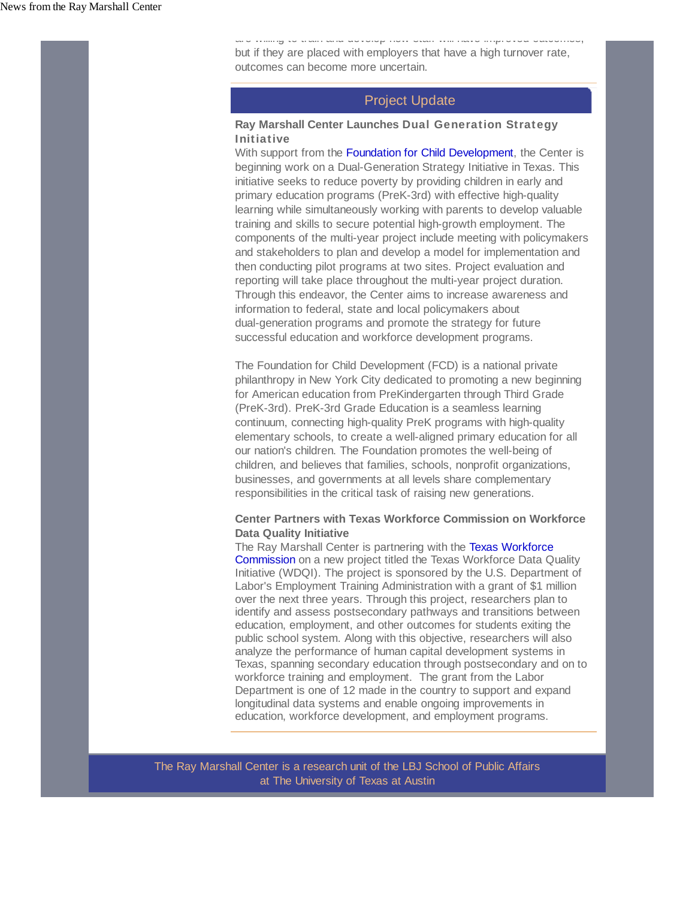but if they are placed with employers that have a high turnover rate, outcomes can become more uncertain.

## Project Update

**Ray Marshall Center Launches Dual Generation Strategy Initiative**

With support from the Foundation for Child Development, the Center is beginning work on a Dual-Generation Strategy Initiative in Texas. This initiative seeks to reduce poverty by providing children in early and primary education programs (PreK-3rd) with effective high-quality learning while simultaneously working with parents to develop valuable training and skills to secure potential high-growth employment. The components of the multi-year project include meeting with policymakers and stakeholders to plan and develop a model for implementation and then conducting pilot programs at two sites. Project evaluation and reporting will take place throughout the multi-year project duration. Through this endeavor, the Center aims to increase awareness and information to federal, state and local policymakers about dual-generation programs and promote the strategy for future successful education and workforce development programs.

The Foundation for Child Development (FCD) is a national private philanthropy in New York City dedicated to promoting a new beginning for American education from PreKindergarten through Third Grade (PreK-3rd). PreK-3rd Grade Education is a seamless learning continuum, connecting high-quality PreK programs with high-quality elementary schools, to create a well-aligned primary education for all our nation's children. The Foundation promotes the well-being of children, and believes that families, schools, nonprofit organizations, businesses, and governments at all levels share complementary responsibilities in the critical task of raising new generations.

**Center Partners with Texas Workforce Commission on Workforce Data Quality Initiative**

The Ray Marshall Center is partnering with the Texas Workforce Commission on a new project titled the Texas Workforce Data Quality Initiative (WDQI). The project is sponsored by the U.S. Department of Labor's Employment Training Administration with a grant of $1 million over the next three years. Through this project, researchers plan to identify and assess postsecondary pathways and transitions between education, employment, and other outcomes for students exiting the public school system. Along with this objective, researchers will also analyze the performance of human capital development systems in Texas, spanning secondary education through postsecondary and on to workforce training and employment. The grant from the Labor Department is one of 12 made in the country to support and expand longitudinal data systems and enable ongoing improvements in education, workforce development, and employment programs.

The Ray Marshall Center is a research unit of the LBJ School of Public Affairs at The University of Texas at Austin